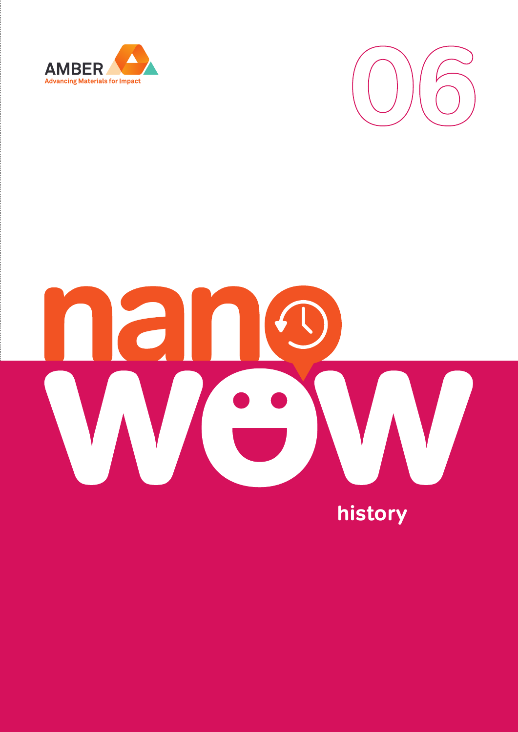AMBER

Advancing Materials for Impact

06

# nano wow

## history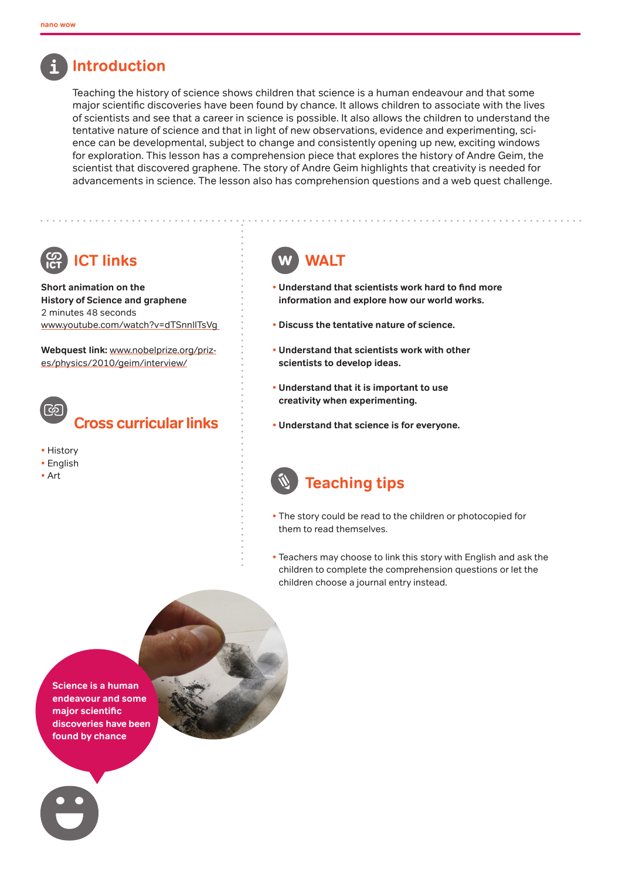## Introduction

Teaching the history of science shows children that science is a human endeavour and that some major scientific discoveries have been found by chance. It allows children to associate with the lives of scientists and see that a career in science is possible. It also allows the children to understand the tentative nature of science and that in light of new observations, evidence and experimenting, science can be developmental, subject to change and consistently opening up new, exciting windows for exploration. This lesson has a comprehension piece that explores the history of Andre Geim, the scientist that discovered graphene. The story of Andre Geim highlights that creativity is needed for advancements in science. The lesson also has comprehension questions and a web quest challenge.

## ICT links

**Short animation on the History of Science and graphene**
2 minutes 48 seconds
www.youtube.com/watch?v=dTSnnlITsVg

**Webquest link:** www.nobelprize.org/prizes/physics/2010/geim/interview/

## Cross curricular links

- History
- English
- Art

## WALT

- **Understand that scientists work hard to find more information and explore how our world works.**
- **Discuss the tentative nature of science.**
- **Understand that scientists work with other scientists to develop ideas.**
- **Understand that it is important to use creativity when experimenting.**
- **Understand that science is for everyone.**

## Teaching tips

- The story could be read to the children or photocopied for them to read themselves.
- Teachers may choose to link this story with English and ask the children to complete the comprehension questions or let the children choose a journal entry instead.

**Science is a human endeavour and some major scientific discoveries have been found by chance**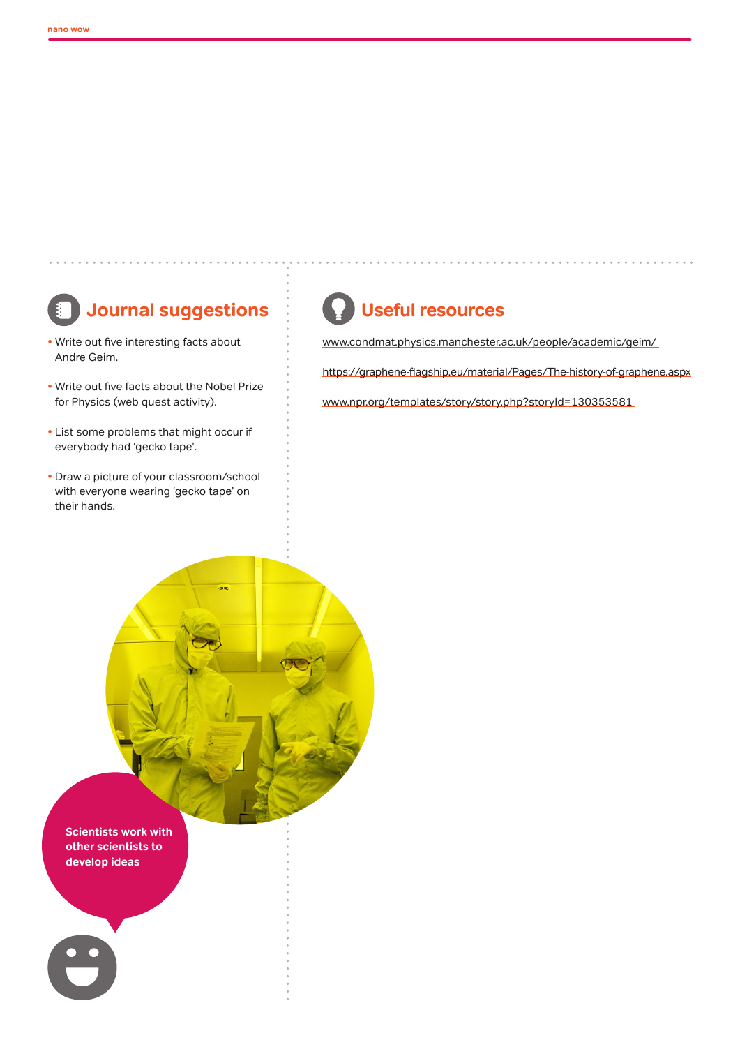## Journal suggestions

- Write out five interesting facts about Andre Geim.
- Write out five facts about the Nobel Prize for Physics (web quest activity).
- List some problems that might occur if everybody had 'gecko tape'.
- Draw a picture of your classroom/school with everyone wearing 'gecko tape' on their hands.

Scientists work with other scientists to develop ideas

## Useful resources

www.condmat.physics.manchester.ac.uk/people/academic/geim/

https://graphene-flagship.eu/material/Pages/The-history-of-graphene.aspx

www.npr.org/templates/story/story.php?storyId=130353581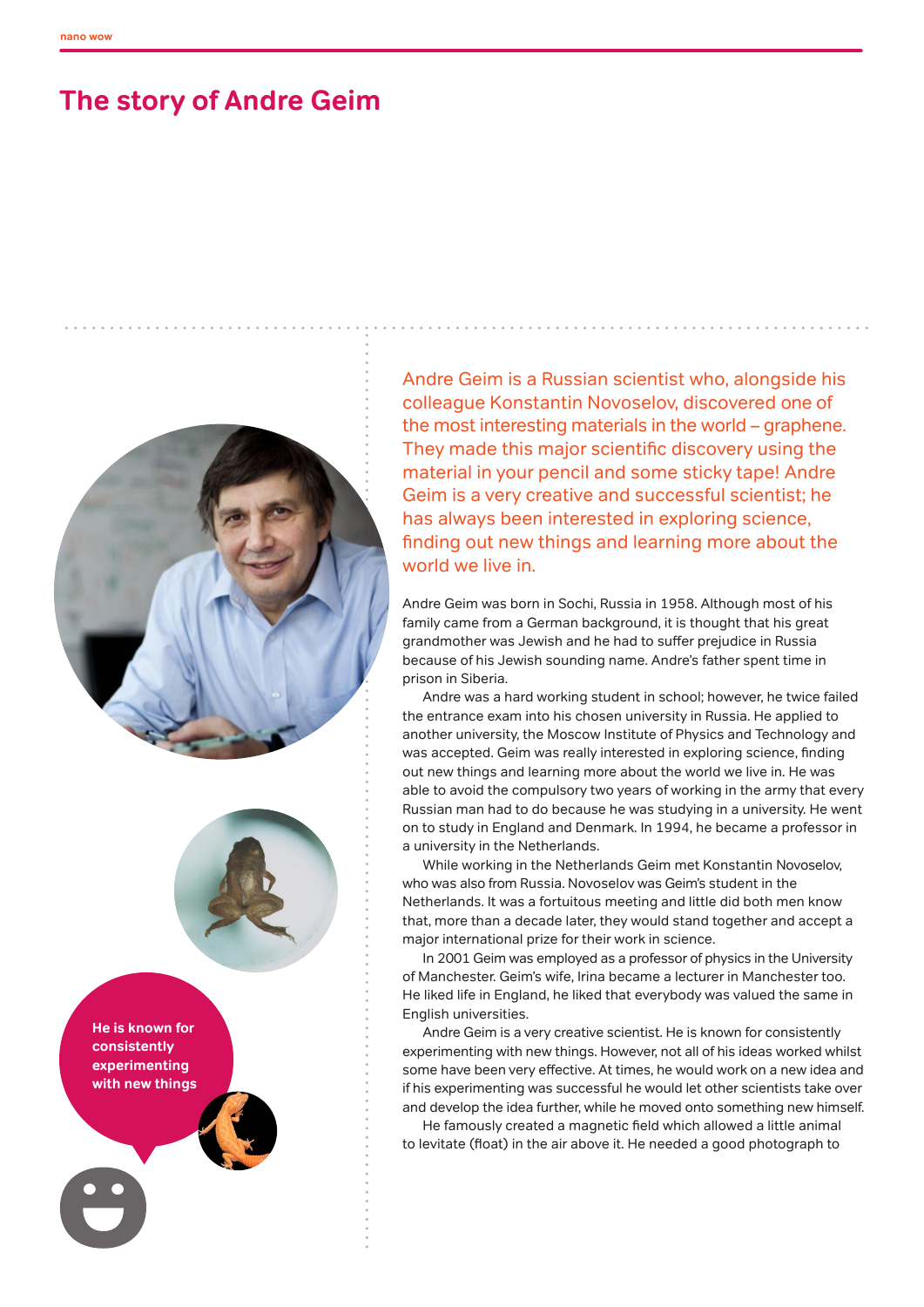# The story of Andre Geim

Andre Geim is a Russian scientist who, alongside his colleague Konstantin Novoselov, discovered one of the most interesting materials in the world – graphene. They made this major scientific discovery using the material in your pencil and some sticky tape! Andre Geim is a very creative and successful scientist; he has always been interested in exploring science, finding out new things and learning more about the world we live in.

**He is known for consistently experimenting with new things**

Andre Geim was born in Sochi, Russia in 1958. Although most of his family came from a German background, it is thought that his great grandmother was Jewish and he had to suffer prejudice in Russia because of his Jewish sounding name. Andre's father spent time in prison in Siberia.

Andre was a hard working student in school; however, he twice failed the entrance exam into his chosen university in Russia. He applied to another university, the Moscow Institute of Physics and Technology and was accepted. Geim was really interested in exploring science, finding out new things and learning more about the world we live in. He was able to avoid the compulsory two years of working in the army that every Russian man had to do because he was studying in a university. He went on to study in England and Denmark. In 1994, he became a professor in a university in the Netherlands.

While working in the Netherlands Geim met Konstantin Novoselov, who was also from Russia. Novoselov was Geim's student in the Netherlands. It was a fortuitous meeting and little did both men know that, more than a decade later, they would stand together and accept a major international prize for their work in science.

In 2001 Geim was employed as a professor of physics in the University of Manchester. Geim's wife, Irina became a lecturer in Manchester too. He liked life in England, he liked that everybody was valued the same in English universities.

Andre Geim is a very creative scientist. He is known for consistently experimenting with new things. However, not all of his ideas worked whilst some have been very effective. At times, he would work on a new idea and if his experimenting was successful he would let other scientists take over and develop the idea further, while he moved onto something new himself.

He famously created a magnetic field which allowed a little animal to levitate (float) in the air above it. He needed a good photograph to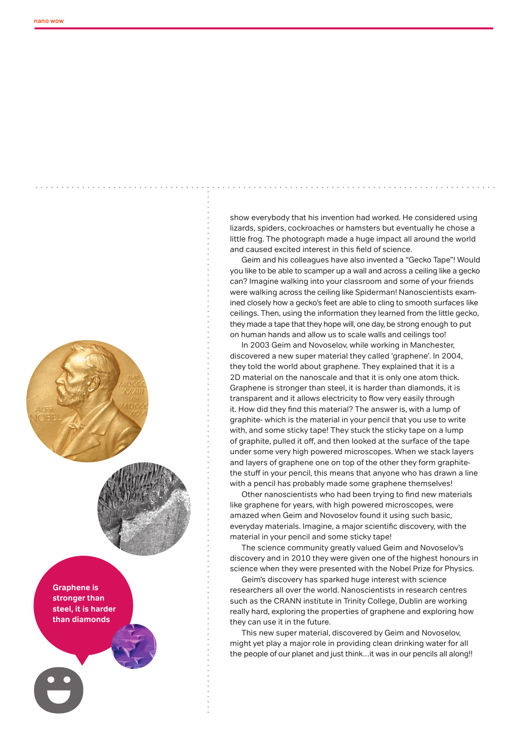show everybody that his invention had worked. He considered using lizards, spiders, cockroaches or hamsters but eventually he chose a little frog. The photograph made a huge impact all around the world and caused excited interest in this field of science.

Geim and his colleagues have also invented a "Gecko Tape"! Would you like to be able to scamper up a wall and across a ceiling like a gecko can? Imagine walking into your classroom and some of your friends were walking across the ceiling like Spiderman! Nanoscientists examined closely how a gecko's feet are able to cling to smooth surfaces like ceilings. Then, using the information they learned from the little gecko, they made a tape that they hope will, one day, be strong enough to put on human hands and allow us to scale walls and ceilings too!

In 2003 Geim and Novoselov, while working in Manchester, discovered a new super material they called 'graphene'. In 2004, they told the world about graphene. They explained that it is a 2D material on the nanoscale and that it is only one atom thick. Graphene is stronger than steel, it is harder than diamonds, it is transparent and it allows electricity to flow very easily through it. How did they find this material? The answer is, with a lump of graphite- which is the material in your pencil that you use to write with, and some sticky tape! They stuck the sticky tape on a lump of graphite, pulled it off, and then looked at the surface of the tape under some very high powered microscopes. When we stack layers and layers of graphene one on top of the other they form graphite- the stuff in your pencil, this means that anyone who has drawn a line with a pencil has probably made some graphene themselves!

Other nanoscientists who had been trying to find new materials like graphene for years, with high powered microscopes, were amazed when Geim and Novoselov found it using such basic, everyday materials. Imagine, a major scientific discovery, with the material in your pencil and some sticky tape!

The science community greatly valued Geim and Novoselov's discovery and in 2010 they were given one of the highest honours in science when they were presented with the Nobel Prize for Physics.

Geim's discovery has sparked huge interest with science researchers all over the world. Nanoscientists in research centres such as the CRANN institute in Trinity College, Dublin are working really hard, exploring the properties of graphene and exploring how they can use it in the future.

This new super material, discovered by Geim and Novoselov, might yet play a major role in providing clean drinking water for all the people of our planet and just think...it was in our pencils all along!!

**Graphene is stronger than steel, it is harder than diamonds**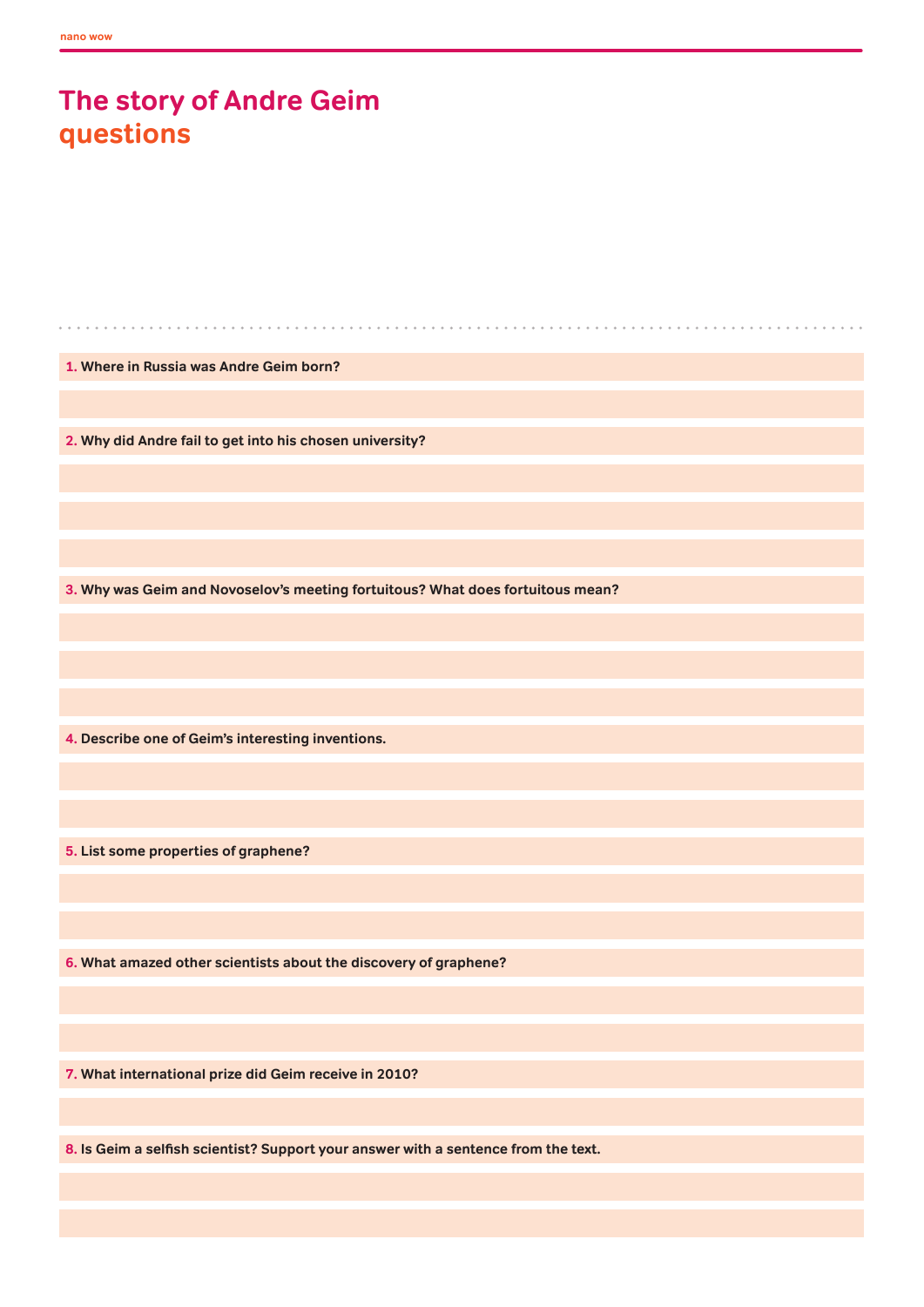# The story of Andre Geim
## questions

**1.** **Where in Russia was Andre Geim born?**

**2.** **Why did Andre fail to get into his chosen university?**

**3.** **Why was Geim and Novoselov's meeting fortuitous? What does fortuitous mean?**

**4.** **Describe one of Geim's interesting inventions.**

**5.** **List some properties of graphene?**

**6.** **What amazed other scientists about the discovery of graphene?**

**7.** **What international prize did Geim receive in 2010?**

**8.** **Is Geim a selfish scientist? Support your answer with a sentence from the text.**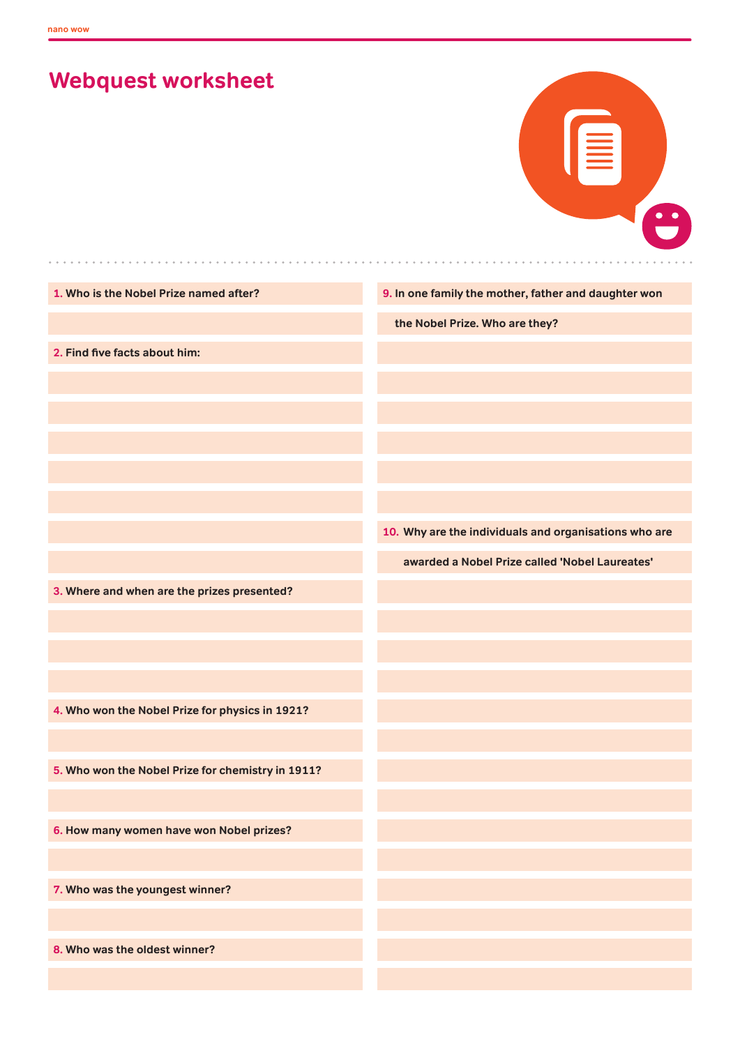# Webquest worksheet

1. Who is the Nobel Prize named after?

2. Find five facts about him:

3. Where and when are the prizes presented?

4. Who won the Nobel Prize for physics in 1921?

5. Who won the Nobel Prize for chemistry in 1911?

6. How many women have won Nobel prizes?

7. Who was the youngest winner?

8. Who was the oldest winner?

9. In one family the mother, father and daughter won the Nobel Prize. Who are they?

10. Why are the individuals and organisations who are awarded a Nobel Prize called 'Nobel Laureates'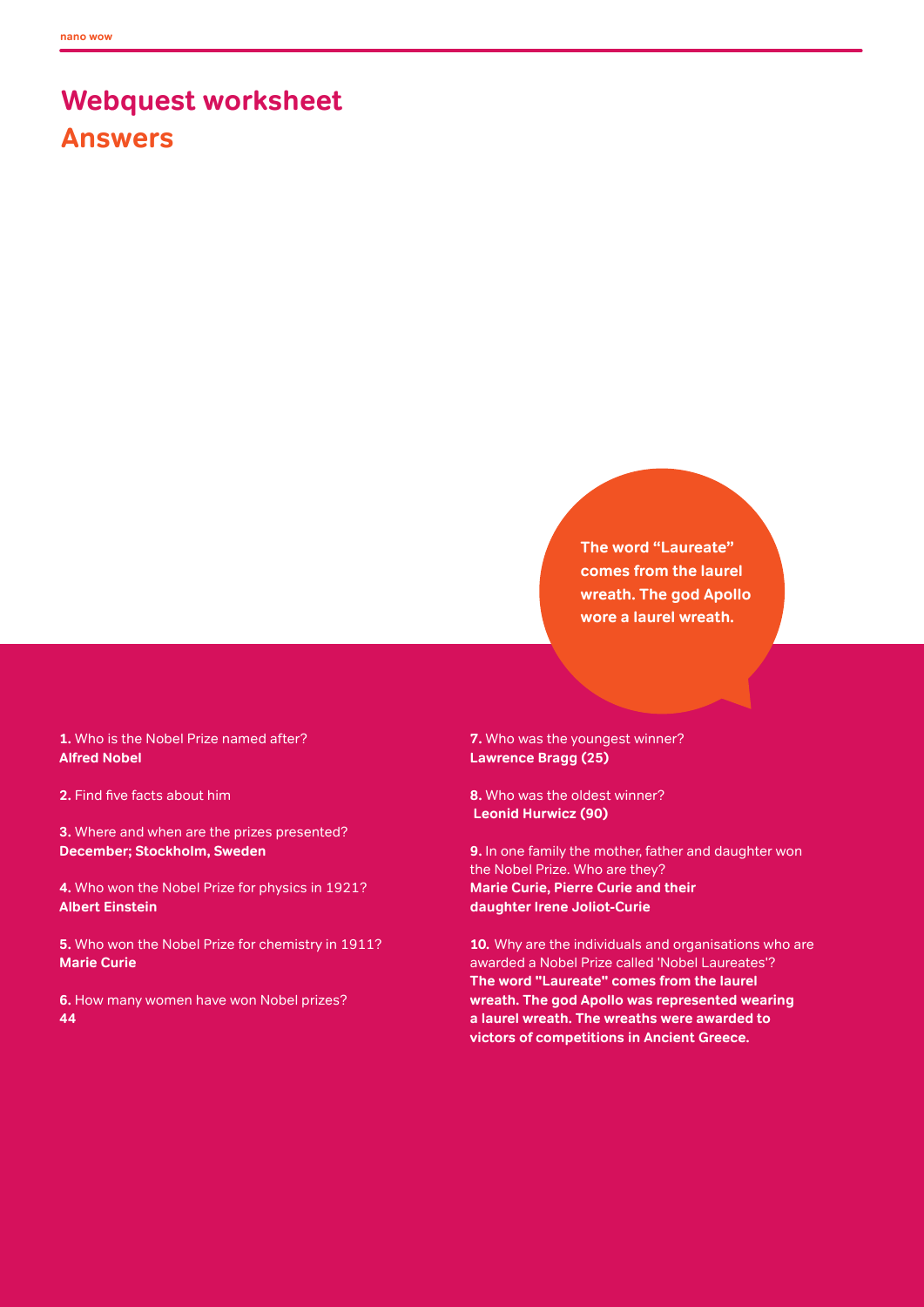# Webquest worksheet

## Answers

The word "Laureate" comes from the laurel wreath. The god Apollo wore a laurel wreath.

**1.** Who is the Nobel Prize named after?
**Alfred Nobel**

**2.** Find five facts about him

**3.** Where and when are the prizes presented?
**December; Stockholm, Sweden**

**4.** Who won the Nobel Prize for physics in 1921?
**Albert Einstein**

**5.** Who won the Nobel Prize for chemistry in 1911?
**Marie Curie**

**6.** How many women have won Nobel prizes?
**44**

**7.** Who was the youngest winner?
**Lawrence Bragg (25)**

**8.** Who was the oldest winner?
**Leonid Hurwicz (90)**

**9.** In one family the mother, father and daughter won the Nobel Prize. Who are they?
**Marie Curie, Pierre Curie and their daughter Irene Joliot-Curie**

**10.** Why are the individuals and organisations who are awarded a Nobel Prize called 'Nobel Laureates'?
**The word "Laureate" comes from the laurel wreath. The god Apollo was represented wearing a laurel wreath. The wreaths were awarded to victors of competitions in Ancient Greece.**